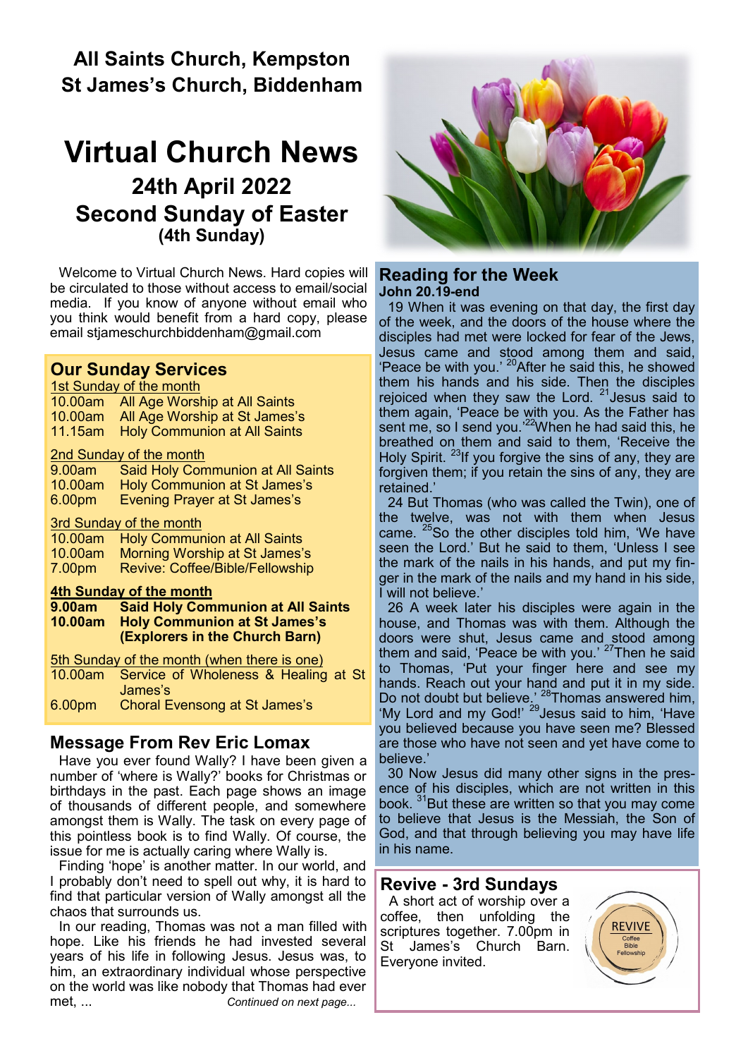**All Saints Church, Kempston**
**St James's Church, Biddenham**

# Virtual Church News

## 24th April 2022
## Second Sunday of Easter
### (4th Sunday)

Welcome to Virtual Church News. Hard copies will be circulated to those without access to email/social media. If you know of anyone without email who you think would benefit from a hard copy, please email stjameschurchbiddenham@gmail.com

## Our Sunday Services

1st Sunday of the month
- 10.00am All Age Worship at All Saints
- 10.00am All Age Worship at St James's
- 11.15am Holy Communion at All Saints

2nd Sunday of the month
- 9.00am Said Holy Communion at All Saints
- 10.00am Holy Communion at St James's
- 6.00pm Evening Prayer at St James's

3rd Sunday of the month
- 10.00am Holy Communion at All Saints
- 10.00am Morning Worship at St James's
- 7.00pm Revive: Coffee/Bible/Fellowship

**4th Sunday of the month**
- **9.00am Said Holy Communion at All Saints**
- **10.00am Holy Communion at St James's (Explorers in the Church Barn)**

5th Sunday of the month (when there is one)
- 10.00am Service of Wholeness & Healing at St James's
- 6.00pm Choral Evensong at St James's

## Message From Rev Eric Lomax

Have you ever found Wally? I have been given a number of 'where is Wally?' books for Christmas or birthdays in the past. Each page shows an image of thousands of different people, and somewhere amongst them is Wally. The task on every page of this pointless book is to find Wally. Of course, the issue for me is actually caring where Wally is.

Finding 'hope' is another matter. In our world, and I probably don't need to spell out why, it is hard to find that particular version of Wally amongst all the chaos that surrounds us.

In our reading, Thomas was not a man filled with hope. Like his friends he had invested several years of his life in following Jesus. Jesus was, to him, an extraordinary individual whose perspective on the world was like nobody that Thomas had ever met, ... *Continued on next page...*

## Reading for the Week

**John 20.19-end**

19 When it was evening on that day, the first day of the week, and the doors of the house where the disciples had met were locked for fear of the Jews, Jesus came and stood among them and said, 'Peace be with you.' [20]After he said this, he showed them his hands and his side. Then the disciples rejoiced when they saw the Lord. [21]Jesus said to them again, 'Peace be with you. As the Father has sent me, so I send you.'[22]When he had said this, he breathed on them and said to them, 'Receive the Holy Spirit. [23]If you forgive the sins of any, they are forgiven them; if you retain the sins of any, they are retained.'

24 But Thomas (who was called the Twin), one of the twelve, was not with them when Jesus came. [25]So the other disciples told him, 'We have seen the Lord.' But he said to them, 'Unless I see the mark of the nails in his hands, and put my finger in the mark of the nails and my hand in his side, I will not believe.'

26 A week later his disciples were again in the house, and Thomas was with them. Although the doors were shut, Jesus came and stood among them and said, 'Peace be with you.' [27]Then he said to Thomas, 'Put your finger here and see my hands. Reach out your hand and put it in my side. Do not doubt but believe.' [28]Thomas answered him, 'My Lord and my God!' [29]Jesus said to him, 'Have you believed because you have seen me? Blessed are those who have not seen and yet have come to believe.'

30 Now Jesus did many other signs in the presence of his disciples, which are not written in this book. [31]But these are written so that you may come to believe that Jesus is the Messiah, the Son of God, and that through believing you may have life in his name.

## Revive - 3rd Sundays

A short act of worship over a coffee, then unfolding the scriptures together. 7.00pm in St James's Church Barn. Everyone invited.

REVIVE
Coffee
Bible
Fellowship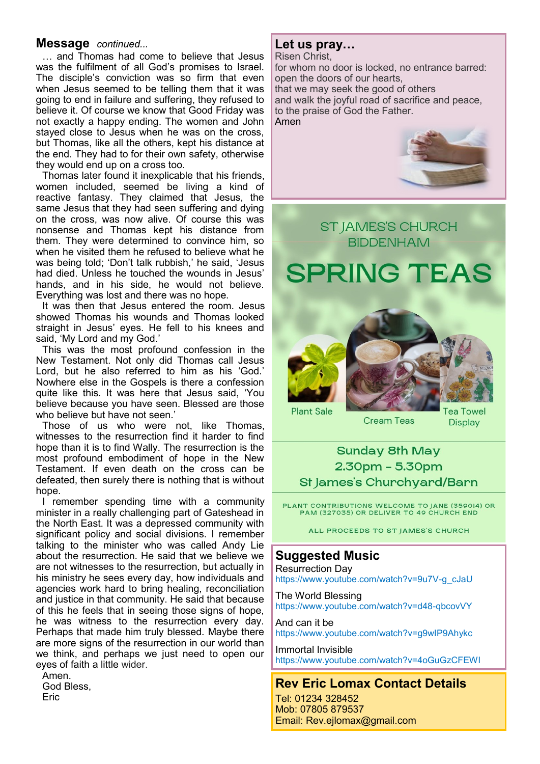## Message *continued...*

… and Thomas had come to believe that Jesus was the fulfilment of all God's promises to Israel. The disciple's conviction was so firm that even when Jesus seemed to be telling them that it was going to end in failure and suffering, they refused to believe it. Of course we know that Good Friday was not exactly a happy ending. The women and John stayed close to Jesus when he was on the cross, but Thomas, like all the others, kept his distance at the end. They had to for their own safety, otherwise they would end up on a cross too.

Thomas later found it inexplicable that his friends, women included, seemed be living a kind of reactive fantasy. They claimed that Jesus, the same Jesus that they had seen suffering and dying on the cross, was now alive. Of course this was nonsense and Thomas kept his distance from them. They were determined to convince him, so when he visited them he refused to believe what he was being told; 'Don't talk rubbish,' he said, 'Jesus had died. Unless he touched the wounds in Jesus' hands, and in his side, he would not believe. Everything was lost and there was no hope.

It was then that Jesus entered the room. Jesus showed Thomas his wounds and Thomas looked straight in Jesus' eyes. He fell to his knees and said, 'My Lord and my God.'

This was the most profound confession in the New Testament. Not only did Thomas call Jesus Lord, but he also referred to him as his 'God.' Nowhere else in the Gospels is there a confession quite like this. It was here that Jesus said, 'You believe because you have seen. Blessed are those who believe but have not seen.'

Those of us who were not, like Thomas, witnesses to the resurrection find it harder to find hope than it is to find Wally. The resurrection is the most profound embodiment of hope in the New Testament. If even death on the cross can be defeated, then surely there is nothing that is without hope.

I remember spending time with a community minister in a really challenging part of Gateshead in the North East. It was a depressed community with significant policy and social divisions. I remember talking to the minister who was called Andy Lie about the resurrection. He said that we believe we are not witnesses to the resurrection, but actually in his ministry he sees every day, how individuals and agencies work hard to bring healing, reconciliation and justice in that community. He said that because of this he feels that in seeing those signs of hope, he was witness to the resurrection every day. Perhaps that made him truly blessed. Maybe there are more signs of the resurrection in our world than we think, and perhaps we just need to open our eyes of faith a little wider.

Amen.
God Bless,
Eric

## Let us pray…

Risen Christ,
for whom no door is locked, no entrance barred:
open the doors of our hearts,
that we may seek the good of others
and walk the joyful road of sacrifice and peace,
to the praise of God the Father.
Amen

## ST JAMES'S CHURCH BIDDENHAM

# SPRING TEAS

Plant Sale — Cream Teas — Tea Towel Display

**Sunday 8th May**
**2.30pm - 5.30pm**
**St James's Churchyard/Barn**

PLANT CONTRIBUTIONS WELCOME TO JANE (359014) OR PAM (327035) OR DELIVER TO 49 CHURCH END

ALL PROCEEDS TO ST JAMES'S CHURCH

## Suggested Music

Resurrection Day
https://www.youtube.com/watch?v=9u7V-g_cJaU

The World Blessing
https://www.youtube.com/watch?v=d48-qbcovVY

And can it be
https://www.youtube.com/watch?v=g9wIP9Ahykc

Immortal Invisible
https://www.youtube.com/watch?v=4oGuGzCFEWI

## Rev Eric Lomax Contact Details

Tel: 01234 328452
Mob: 07805 879537
Email: Rev.ejlomax@gmail.com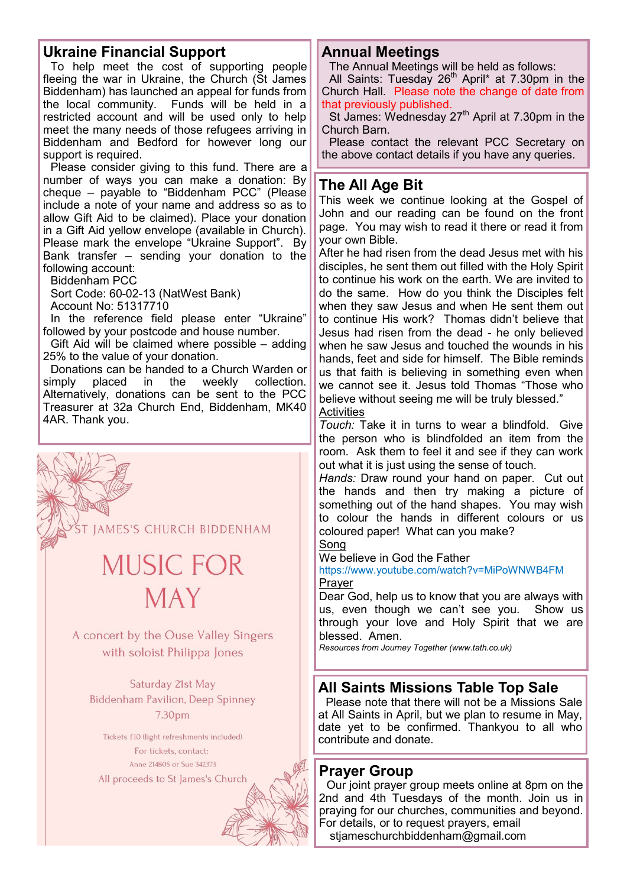## Ukraine Financial Support

To help meet the cost of supporting people fleeing the war in Ukraine, the Church (St James Biddenham) has launched an appeal for funds from the local community. Funds will be held in a restricted account and will be used only to help meet the many needs of those refugees arriving in Biddenham and Bedford for however long our support is required.

Please consider giving to this fund. There are a number of ways you can make a donation: By cheque – payable to "Biddenham PCC" (Please include a note of your name and address so as to allow Gift Aid to be claimed). Place your donation in a Gift Aid yellow envelope (available in Church). Please mark the envelope "Ukraine Support". By Bank transfer – sending your donation to the following account:

Biddenham PCC
Sort Code: 60-02-13 (NatWest Bank)
Account No: 51317710

In the reference field please enter "Ukraine" followed by your postcode and house number.

Gift Aid will be claimed where possible – adding 25% to the value of your donation.

Donations can be handed to a Church Warden or simply placed in the weekly collection. Alternatively, donations can be sent to the PCC Treasurer at 32a Church End, Biddenham, MK40 4AR. Thank you.

ST JAMES'S CHURCH BIDDENHAM

# MUSIC FOR MAY

A concert by the Ouse Valley Singers with soloist Philippa Jones

Saturday 21st May
Biddenham Pavilion, Deep Spinney
7.30pm

Tickets £10 (light refreshments included)
For tickets, contact:
Anne 214805 or Sue 342373
All proceeds to St James's Church

## Annual Meetings

The Annual Meetings will be held as follows:

All Saints: Tuesday 26th April* at 7.30pm in the Church Hall. Please note the change of date from that previously published.

St James: Wednesday 27th April at 7.30pm in the Church Barn.

Please contact the relevant PCC Secretary on the above contact details if you have any queries.

## The All Age Bit

This week we continue looking at the Gospel of John and our reading can be found on the front page. You may wish to read it there or read it from your own Bible.

After he had risen from the dead Jesus met with his disciples, he sent them out filled with the Holy Spirit to continue his work on the earth. We are invited to do the same. How do you think the Disciples felt when they saw Jesus and when He sent them out to continue His work? Thomas didn't believe that Jesus had risen from the dead - he only believed when he saw Jesus and touched the wounds in his hands, feet and side for himself. The Bible reminds us that faith is believing in something even when we cannot see it. Jesus told Thomas "Those who believe without seeing me will be truly blessed."

Activities

*Touch:* Take it in turns to wear a blindfold. Give the person who is blindfolded an item from the room. Ask them to feel it and see if they can work out what it is just using the sense of touch.

*Hands:* Draw round your hand on paper. Cut out the hands and then try making a picture of something out of the hand shapes. You may wish to colour the hands in different colours or us coloured paper! What can you make?

Song

We believe in God the Father
https://www.youtube.com/watch?v=MiPoWNWB4FM

Prayer

Dear God, help us to know that you are always with us, even though we can't see you. Show us through your love and Holy Spirit that we are blessed. Amen.

*Resources from Journey Together (www.tath.co.uk)*

## All Saints Missions Table Top Sale

Please note that there will not be a Missions Sale at All Saints in April, but we plan to resume in May, date yet to be confirmed. Thankyou to all who contribute and donate.

## Prayer Group

Our joint prayer group meets online at 8pm on the 2nd and 4th Tuesdays of the month. Join us in praying for our churches, communities and beyond. For details, or to request prayers, email stjameschurchbiddenham@gmail.com